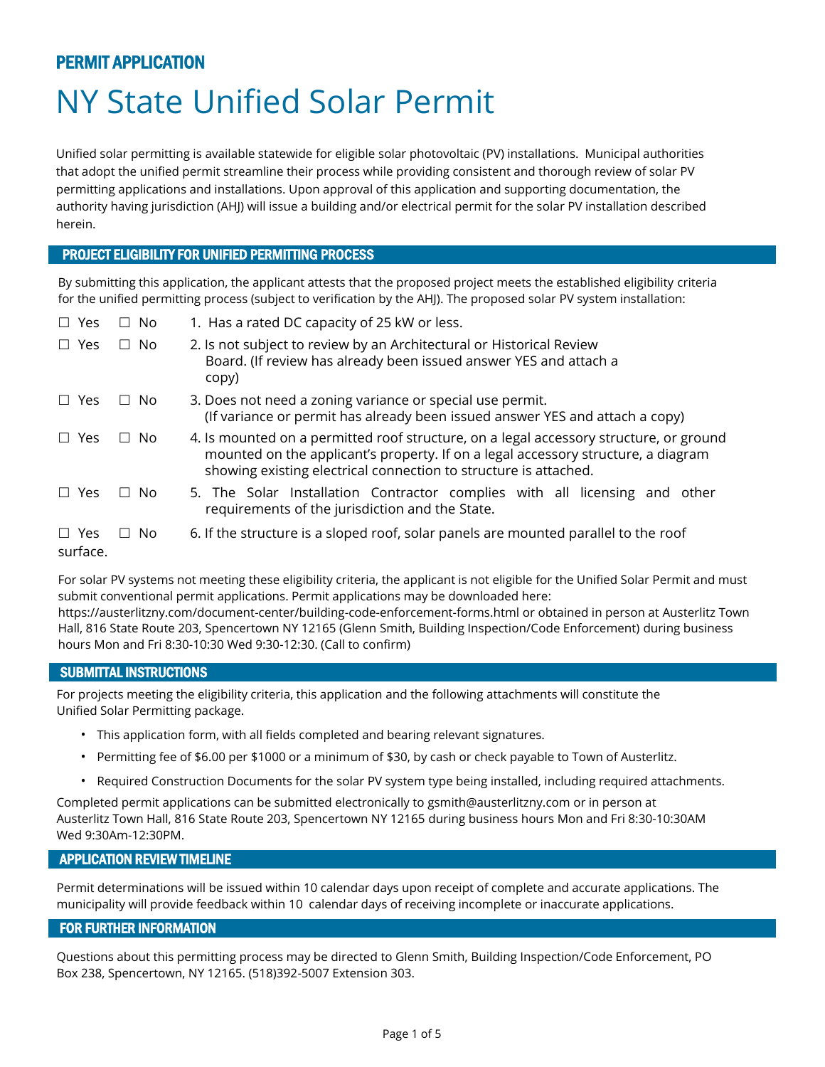## PERMIT APPLICATION

# NY State Unified Solar Permit

Unified solar permitting is available statewide for eligible solar photovoltaic (PV) installations. Municipal authorities that adopt the unified permit streamline their process while providing consistent and thorough review of solar PV permitting applications and installations. Upon approval of this application and supporting documentation, the authority having jurisdiction (AHJ) will issue a building and/or electrical permit for the solar PV installation described herein.

## PROJECT ELIGIBILITY FOR UNIFIED PERMITTING PROCESS

By submitting this application, the applicant attests that the proposed project meets the established eligibility criteria for the unified permitting process (subject to verification by the AHJ). The proposed solar PV system installation:

☐ Yes ☐ No 1. Has a rated DC capacity of 25 kW or less.

☐ Yes ☐ No 2. Is not subject to review by an Architectural or Historical Review Board. (If review has already been issued answer YES and attach a copy)

☐ Yes ☐ No 3. Does not need a zoning variance or special use permit. (If variance or permit has already been issued answer YES and attach a copy)

☐ Yes ☐ No 4. Is mounted on a permitted roof structure, on a legal accessory structure, or ground mounted on the applicant's property. If on a legal accessory structure, a diagram showing existing electrical connection to structure is attached.

☐ Yes ☐ No 5. The Solar Installation Contractor complies with all licensing and other requirements of the jurisdiction and the State.

☐ Yes ☐ No 6. If the structure is a sloped roof, solar panels are mounted parallel to the roof surface.

For solar PV systems not meeting these eligibility criteria, the applicant is not eligible for the Unified Solar Permit and must submit conventional permit applications. Permit applications may be downloaded here: https://austerlitzny.com/document-center/building-code-enforcement-forms.html or obtained in person at Austerlitz Town Hall, 816 State Route 203, Spencertown NY 12165 (Glenn Smith, Building Inspection/Code Enforcement) during business hours Mon and Fri 8:30-10:30 Wed 9:30-12:30. (Call to confirm)

## SUBMITTAL INSTRUCTIONS

For projects meeting the eligibility criteria, this application and the following attachments will constitute the Unified Solar Permitting package.

- This application form, with all fields completed and bearing relevant signatures.
- Permitting fee of $6.00 per $1000 or a minimum of $30, by cash or check payable to Town of Austerlitz.
- Required Construction Documents for the solar PV system type being installed, including required attachments.

Completed permit applications can be submitted electronically to gsmith@austerlitzny.com or in person at Austerlitz Town Hall, 816 State Route 203, Spencertown NY 12165 during business hours Mon and Fri 8:30-10:30AM Wed 9:30Am-12:30PM.

## APPLICATION REVIEW TIMELINE

Permit determinations will be issued within 10 calendar days upon receipt of complete and accurate applications. The municipality will provide feedback within 10 calendar days of receiving incomplete or inaccurate applications.

## FOR FURTHER INFORMATION

Questions about this permitting process may be directed to Glenn Smith, Building Inspection/Code Enforcement, PO Box 238, Spencertown, NY 12165. (518)392-5007 Extension 303.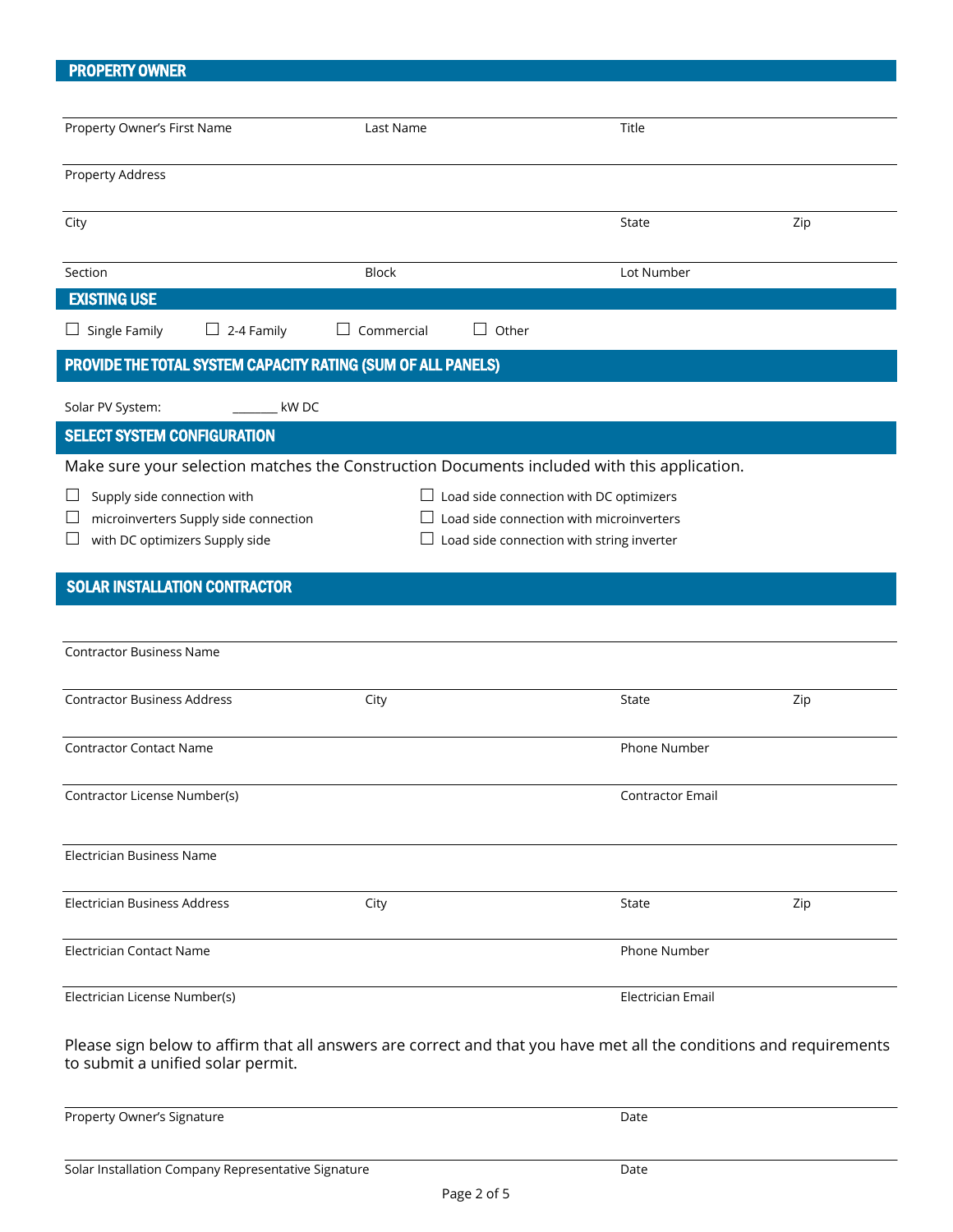## PROPERTY OWNER

Property Owner's First Name | Last Name | Title

Property Address

City | State | Zip

Section | Block | Lot Number

## EXISTING USE

☐ Single Family ☐ 2-4 Family ☐ Commercial ☐ Other

## PROVIDE THE TOTAL SYSTEM CAPACITY RATING (SUM OF ALL PANELS)

Solar PV System: _______ kW DC

## SELECT SYSTEM CONFIGURATION

Make sure your selection matches the Construction Documents included with this application.

☐ Supply side connection with
☐ microinverters Supply side connection
☐ with DC optimizers Supply side

☐ Load side connection with DC optimizers
☐ Load side connection with microinverters
☐ Load side connection with string inverter

## SOLAR INSTALLATION CONTRACTOR

Contractor Business Name

Contractor Business Address | City | State | Zip

Contractor Contact Name | Phone Number

Contractor License Number(s) | Contractor Email

Electrician Business Name

Electrician Business Address | City | State | Zip

Electrician Contact Name | Phone Number

Electrician License Number(s) | Electrician Email

Please sign below to affirm that all answers are correct and that you have met all the conditions and requirements to submit a unified solar permit.

Property Owner's Signature | Date

Solar Installation Company Representative Signature | Date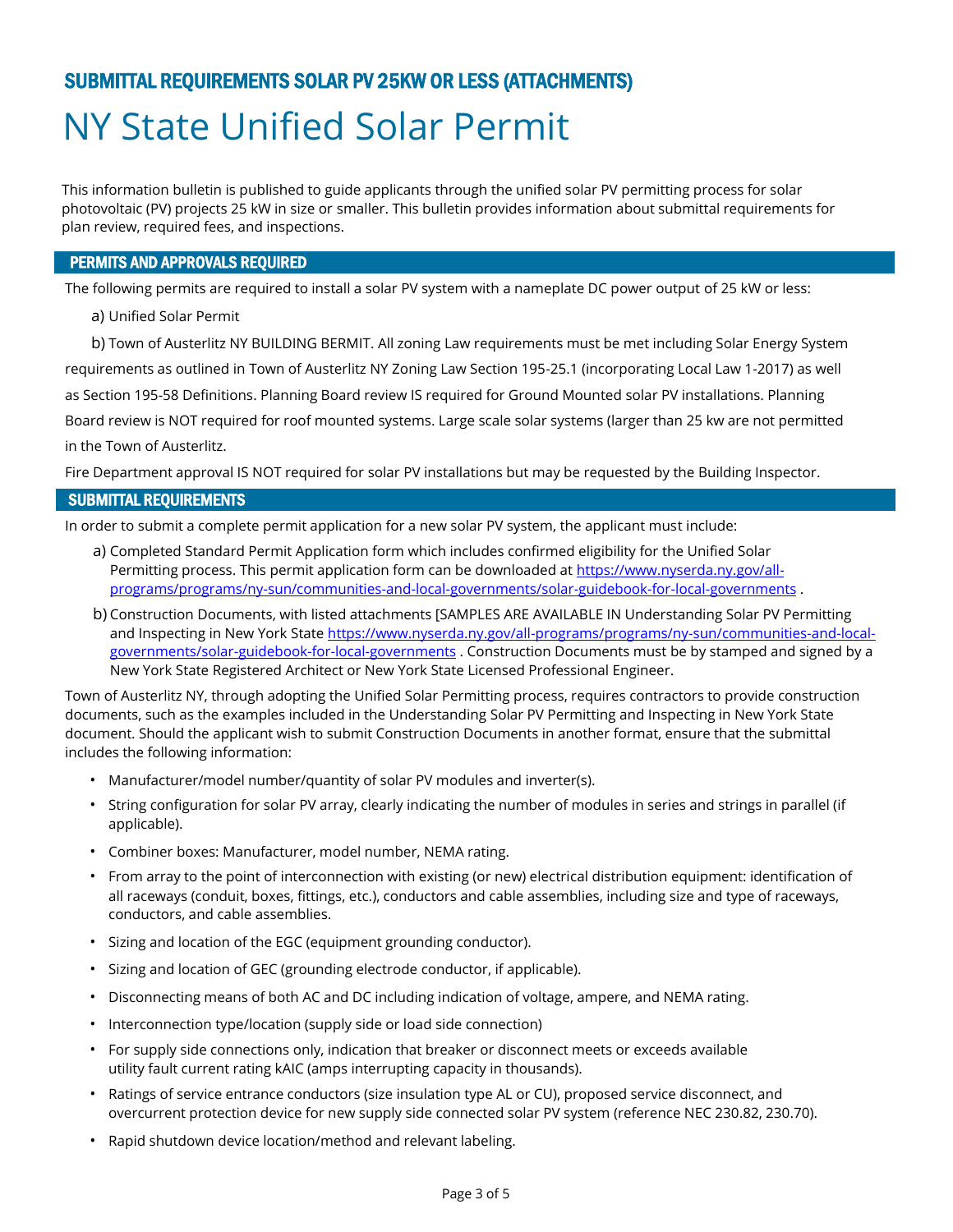## SUBMITTAL REQUIREMENTS SOLAR PV 25KW OR LESS (ATTACHMENTS)

# NY State Unified Solar Permit

This information bulletin is published to guide applicants through the unified solar PV permitting process for solar photovoltaic (PV) projects 25 kW in size or smaller. This bulletin provides information about submittal requirements for plan review, required fees, and inspections.

## PERMITS AND APPROVALS REQUIRED

The following permits are required to install a solar PV system with a nameplate DC power output of 25 kW or less:

a) Unified Solar Permit

b) Town of Austerlitz NY BUILDING BERMIT. All zoning Law requirements must be met including Solar Energy System requirements as outlined in Town of Austerlitz NY Zoning Law Section 195-25.1 (incorporating Local Law 1-2017) as well as Section 195-58 Definitions. Planning Board review IS required for Ground Mounted solar PV installations. Planning Board review is NOT required for roof mounted systems. Large scale solar systems (larger than 25 kw are not permitted in the Town of Austerlitz.

Fire Department approval IS NOT required for solar PV installations but may be requested by the Building Inspector.

## SUBMITTAL REQUIREMENTS

In order to submit a complete permit application for a new solar PV system, the applicant must include:

a) Completed Standard Permit Application form which includes confirmed eligibility for the Unified Solar Permitting process. This permit application form can be downloaded at https://www.nyserda.ny.gov/all-programs/programs/ny-sun/communities-and-local-governments/solar-guidebook-for-local-governments .

b) Construction Documents, with listed attachments [SAMPLES ARE AVAILABLE IN Understanding Solar PV Permitting and Inspecting in New York State https://www.nyserda.ny.gov/all-programs/programs/ny-sun/communities-and-local-governments/solar-guidebook-for-local-governments . Construction Documents must be by stamped and signed by a New York State Registered Architect or New York State Licensed Professional Engineer.

Town of Austerlitz NY, through adopting the Unified Solar Permitting process, requires contractors to provide construction documents, such as the examples included in the Understanding Solar PV Permitting and Inspecting in New York State document. Should the applicant wish to submit Construction Documents in another format, ensure that the submittal includes the following information:

- Manufacturer/model number/quantity of solar PV modules and inverter(s).
- String configuration for solar PV array, clearly indicating the number of modules in series and strings in parallel (if applicable).
- Combiner boxes: Manufacturer, model number, NEMA rating.
- From array to the point of interconnection with existing (or new) electrical distribution equipment: identification of all raceways (conduit, boxes, fittings, etc.), conductors and cable assemblies, including size and type of raceways, conductors, and cable assemblies.
- Sizing and location of the EGC (equipment grounding conductor).
- Sizing and location of GEC (grounding electrode conductor, if applicable).
- Disconnecting means of both AC and DC including indication of voltage, ampere, and NEMA rating.
- Interconnection type/location (supply side or load side connection)
- For supply side connections only, indication that breaker or disconnect meets or exceeds available utility fault current rating kAIC (amps interrupting capacity in thousands).
- Ratings of service entrance conductors (size insulation type AL or CU), proposed service disconnect, and overcurrent protection device for new supply side connected solar PV system (reference NEC 230.82, 230.70).
- Rapid shutdown device location/method and relevant labeling.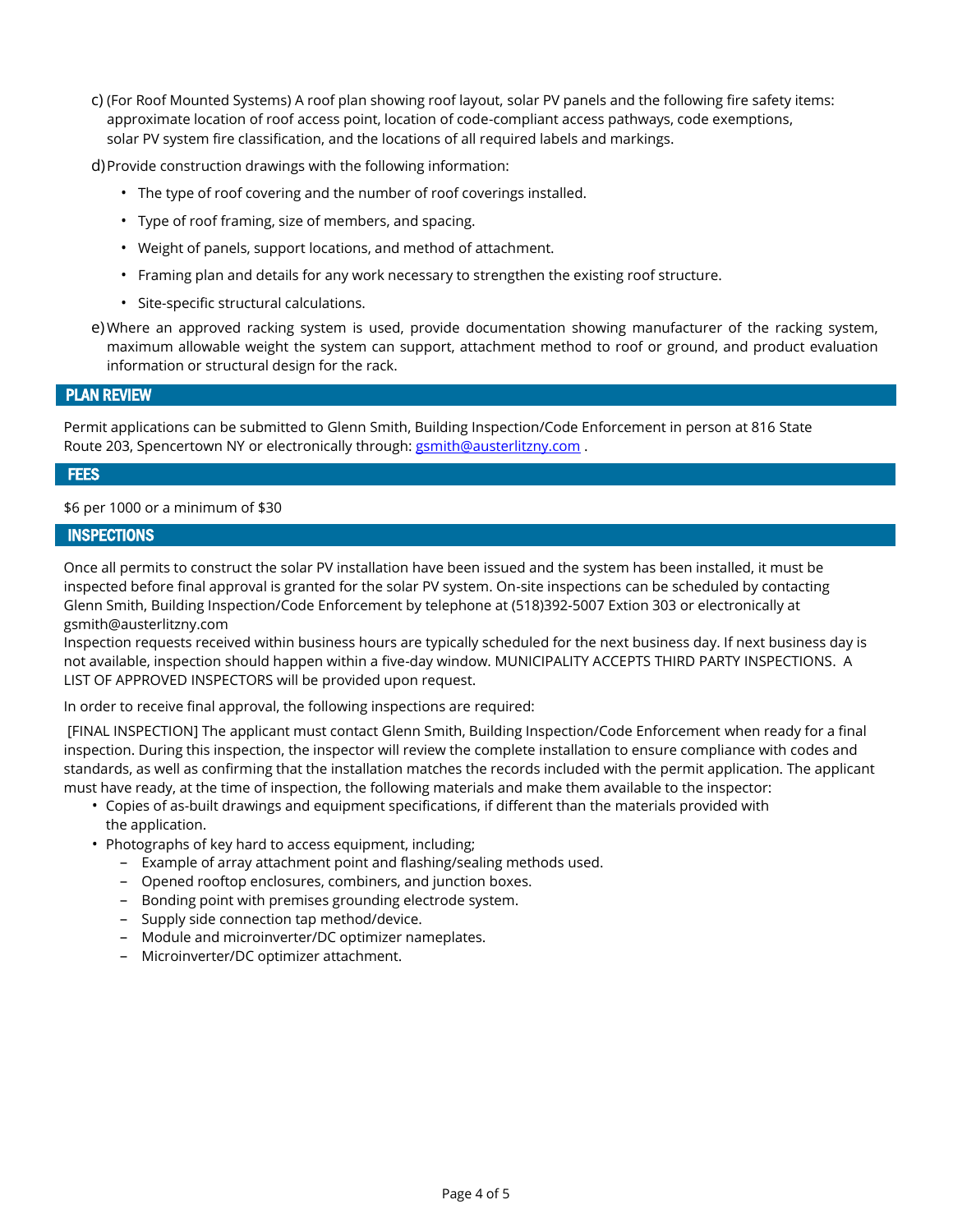c) (For Roof Mounted Systems) A roof plan showing roof layout, solar PV panels and the following fire safety items: approximate location of roof access point, location of code-compliant access pathways, code exemptions, solar PV system fire classification, and the locations of all required labels and markings.

d) Provide construction drawings with the following information:

- The type of roof covering and the number of roof coverings installed.
- Type of roof framing, size of members, and spacing.
- Weight of panels, support locations, and method of attachment.
- Framing plan and details for any work necessary to strengthen the existing roof structure.
- Site-specific structural calculations.

e) Where an approved racking system is used, provide documentation showing manufacturer of the racking system, maximum allowable weight the system can support, attachment method to roof or ground, and product evaluation information or structural design for the rack.

## PLAN REVIEW

Permit applications can be submitted to Glenn Smith, Building Inspection/Code Enforcement in person at 816 State Route 203, Spencertown NY or electronically through: gsmith@austerlitzny.com .

## FEES

$6 per 1000 or a minimum of $30

## INSPECTIONS

Once all permits to construct the solar PV installation have been issued and the system has been installed, it must be inspected before final approval is granted for the solar PV system. On-site inspections can be scheduled by contacting Glenn Smith, Building Inspection/Code Enforcement by telephone at (518)392-5007 Extion 303 or electronically at gsmith@austerlitzny.com
Inspection requests received within business hours are typically scheduled for the next business day. If next business day is not available, inspection should happen within a five-day window. MUNICIPALITY ACCEPTS THIRD PARTY INSPECTIONS. A LIST OF APPROVED INSPECTORS will be provided upon request.

In order to receive final approval, the following inspections are required:

[FINAL INSPECTION] The applicant must contact Glenn Smith, Building Inspection/Code Enforcement when ready for a final inspection. During this inspection, the inspector will review the complete installation to ensure compliance with codes and standards, as well as confirming that the installation matches the records included with the permit application. The applicant must have ready, at the time of inspection, the following materials and make them available to the inspector:

- Copies of as-built drawings and equipment specifications, if different than the materials provided with the application.
- Photographs of key hard to access equipment, including;
  - Example of array attachment point and flashing/sealing methods used.
  - Opened rooftop enclosures, combiners, and junction boxes.
  - Bonding point with premises grounding electrode system.
  - Supply side connection tap method/device.
  - Module and microinverter/DC optimizer nameplates.
  - Microinverter/DC optimizer attachment.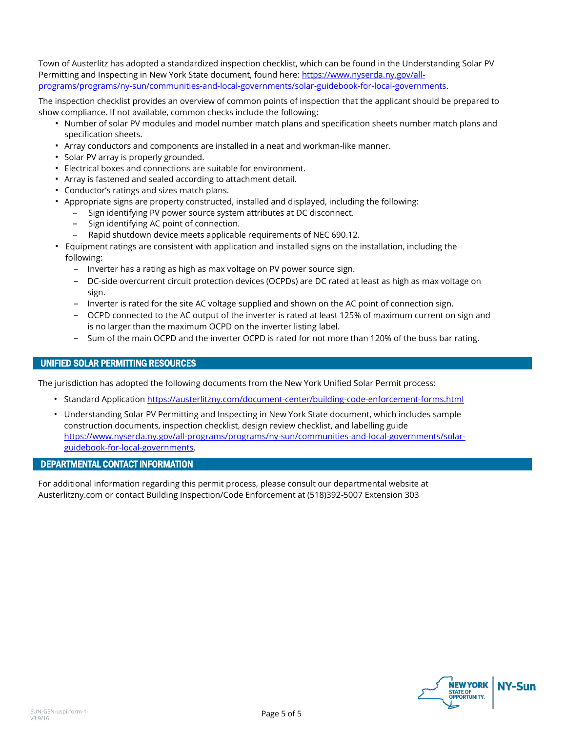Town of Austerlitz has adopted a standardized inspection checklist, which can be found in the Understanding Solar PV Permitting and Inspecting in New York State document, found here: [https://www.nyserda.ny.gov/all-programs/programs/ny-sun/communities-and-local-governments/solar-guidebook-for-local-governments](https://www.nyserda.ny.gov/all-programs/programs/ny-sun/communities-and-local-governments/solar-guidebook-for-local-governments).

The inspection checklist provides an overview of common points of inspection that the applicant should be prepared to show compliance. If not available, common checks include the following:

- Number of solar PV modules and model number match plans and specification sheets number match plans and specification sheets.
- Array conductors and components are installed in a neat and workman-like manner.
- Solar PV array is properly grounded.
- Electrical boxes and connections are suitable for environment.
- Array is fastened and sealed according to attachment detail.
- Conductor's ratings and sizes match plans.
- Appropriate signs are property constructed, installed and displayed, including the following:
  - Sign identifying PV power source system attributes at DC disconnect.
  - Sign identifying AC point of connection.
  - Rapid shutdown device meets applicable requirements of NEC 690.12.
- Equipment ratings are consistent with application and installed signs on the installation, including the following:
  - Inverter has a rating as high as max voltage on PV power source sign.
  - DC-side overcurrent circuit protection devices (OCPDs) are DC rated at least as high as max voltage on sign.
  - Inverter is rated for the site AC voltage supplied and shown on the AC point of connection sign.
  - OCPD connected to the AC output of the inverter is rated at least 125% of maximum current on sign and is no larger than the maximum OCPD on the inverter listing label.
  - Sum of the main OCPD and the inverter OCPD is rated for not more than 120% of the buss bar rating.

## UNIFIED SOLAR PERMITTING RESOURCES

The jurisdiction has adopted the following documents from the New York Unified Solar Permit process:

- Standard Application [https://austerlitzny.com/document-center/building-code-enforcement-forms.html](https://austerlitzny.com/document-center/building-code-enforcement-forms.html)
- Understanding Solar PV Permitting and Inspecting in New York State document, which includes sample construction documents, inspection checklist, design review checklist, and labelling guide [https://www.nyserda.ny.gov/all-programs/programs/ny-sun/communities-and-local-governments/solar-guidebook-for-local-governments](https://www.nyserda.ny.gov/all-programs/programs/ny-sun/communities-and-local-governments/solar-guidebook-for-local-governments).

## DEPARTMENTAL CONTACT INFORMATION

For additional information regarding this permit process, please consult our departmental website at Austerlitzny.com or contact Building Inspection/Code Enforcement at (518)392-5007 Extension 303

SUN-GEN-uspi-form-1-v3 9/16